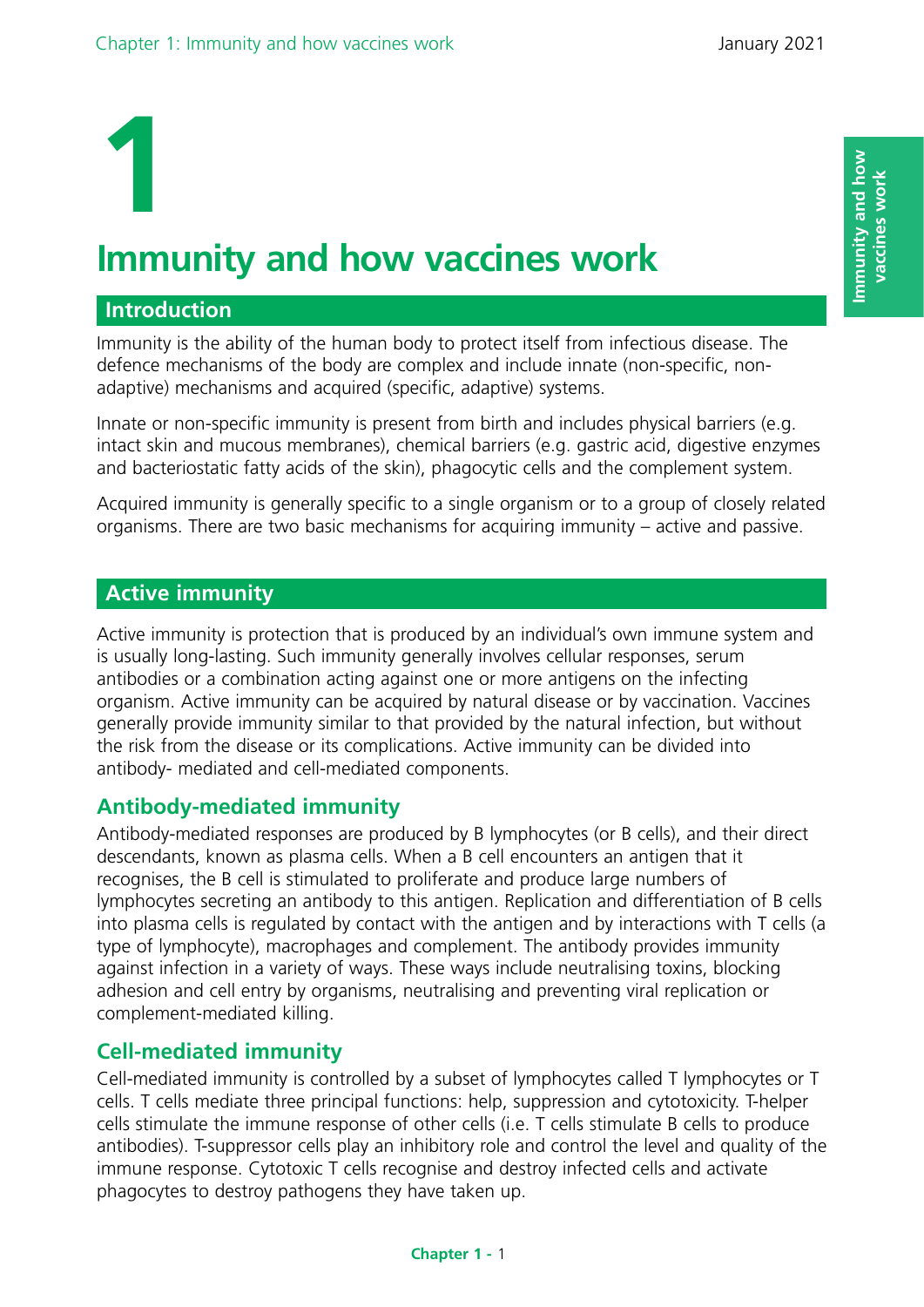// 1

# Immunity and how vaccines work

## Introduction

Immunity is the ability of the human body to protect itself from infectious disease. The defence mechanisms of the body are complex and include innate (non-specific, non-adaptive) mechanisms and acquired (specific, adaptive) systems.

Innate or non-specific immunity is present from birth and includes physical barriers (e.g. intact skin and mucous membranes), chemical barriers (e.g. gastric acid, digestive enzymes and bacteriostatic fatty acids of the skin), phagocytic cells and the complement system.

Acquired immunity is generally specific to a single organism or to a group of closely related organisms. There are two basic mechanisms for acquiring immunity – active and passive.

## Active immunity

Active immunity is protection that is produced by an individual's own immune system and is usually long-lasting. Such immunity generally involves cellular responses, serum antibodies or a combination acting against one or more antigens on the infecting organism. Active immunity can be acquired by natural disease or by vaccination. Vaccines generally provide immunity similar to that provided by the natural infection, but without the risk from the disease or its complications. Active immunity can be divided into antibody- mediated and cell-mediated components.

### Antibody-mediated immunity

Antibody-mediated responses are produced by B lymphocytes (or B cells), and their direct descendants, known as plasma cells. When a B cell encounters an antigen that it recognises, the B cell is stimulated to proliferate and produce large numbers of lymphocytes secreting an antibody to this antigen. Replication and differentiation of B cells into plasma cells is regulated by contact with the antigen and by interactions with T cells (a type of lymphocyte), macrophages and complement. The antibody provides immunity against infection in a variety of ways. These ways include neutralising toxins, blocking adhesion and cell entry by organisms, neutralising and preventing viral replication or complement-mediated killing.

### Cell-mediated immunity

Cell-mediated immunity is controlled by a subset of lymphocytes called T lymphocytes or T cells. T cells mediate three principal functions: help, suppression and cytotoxicity. T-helper cells stimulate the immune response of other cells (i.e. T cells stimulate B cells to produce antibodies). T-suppressor cells play an inhibitory role and control the level and quality of the immune response. Cytotoxic T cells recognise and destroy infected cells and activate phagocytes to destroy pathogens they have taken up.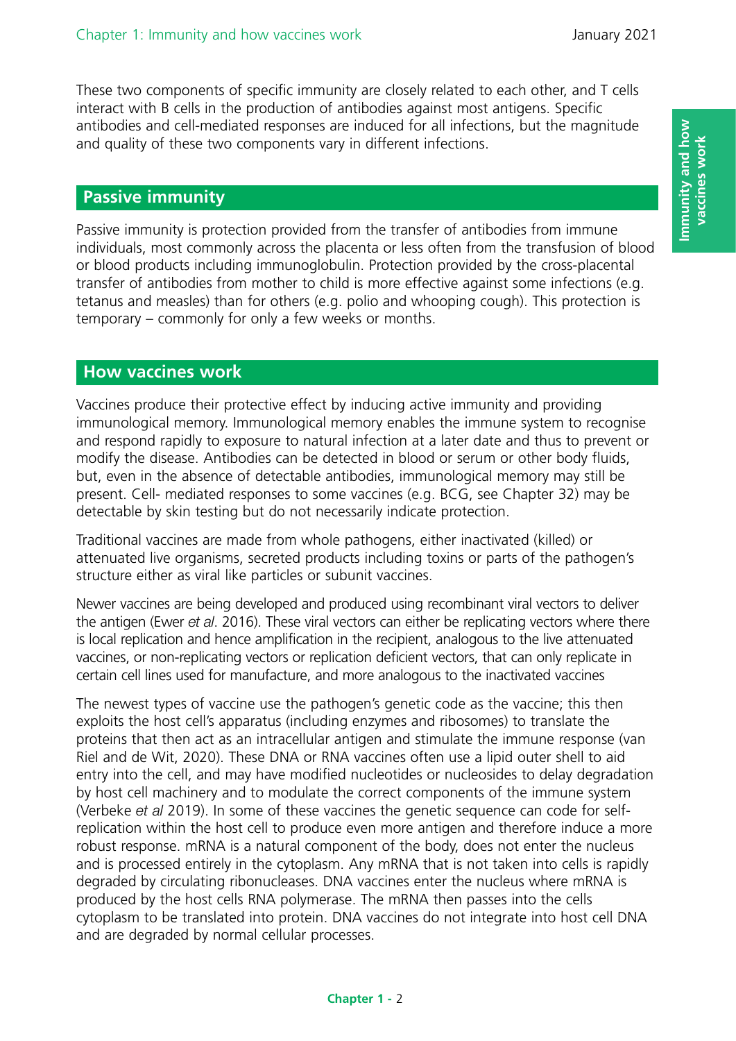These two components of specific immunity are closely related to each other, and T cells interact with B cells in the production of antibodies against most antigens. Specific antibodies and cell-mediated responses are induced for all infections, but the magnitude and quality of these two components vary in different infections.

## Passive immunity

Passive immunity is protection provided from the transfer of antibodies from immune individuals, most commonly across the placenta or less often from the transfusion of blood or blood products including immunoglobulin. Protection provided by the cross-placental transfer of antibodies from mother to child is more effective against some infections (e.g. tetanus and measles) than for others (e.g. polio and whooping cough). This protection is temporary – commonly for only a few weeks or months.

## How vaccines work

Vaccines produce their protective effect by inducing active immunity and providing immunological memory. Immunological memory enables the immune system to recognise and respond rapidly to exposure to natural infection at a later date and thus to prevent or modify the disease. Antibodies can be detected in blood or serum or other body fluids, but, even in the absence of detectable antibodies, immunological memory may still be present. Cell- mediated responses to some vaccines (e.g. BCG, see Chapter 32) may be detectable by skin testing but do not necessarily indicate protection.

Traditional vaccines are made from whole pathogens, either inactivated (killed) or attenuated live organisms, secreted products including toxins or parts of the pathogen's structure either as viral like particles or subunit vaccines.

Newer vaccines are being developed and produced using recombinant viral vectors to deliver the antigen (Ewer *et al*. 2016). These viral vectors can either be replicating vectors where there is local replication and hence amplification in the recipient, analogous to the live attenuated vaccines, or non-replicating vectors or replication deficient vectors, that can only replicate in certain cell lines used for manufacture, and more analogous to the inactivated vaccines

The newest types of vaccine use the pathogen's genetic code as the vaccine; this then exploits the host cell's apparatus (including enzymes and ribosomes) to translate the proteins that then act as an intracellular antigen and stimulate the immune response (van Riel and de Wit, 2020). These DNA or RNA vaccines often use a lipid outer shell to aid entry into the cell, and may have modified nucleotides or nucleosides to delay degradation by host cell machinery and to modulate the correct components of the immune system (Verbeke *et al* 2019). In some of these vaccines the genetic sequence can code for self-replication within the host cell to produce even more antigen and therefore induce a more robust response. mRNA is a natural component of the body, does not enter the nucleus and is processed entirely in the cytoplasm. Any mRNA that is not taken into cells is rapidly degraded by circulating ribonucleases. DNA vaccines enter the nucleus where mRNA is produced by the host cells RNA polymerase. The mRNA then passes into the cells cytoplasm to be translated into protein. DNA vaccines do not integrate into host cell DNA and are degraded by normal cellular processes.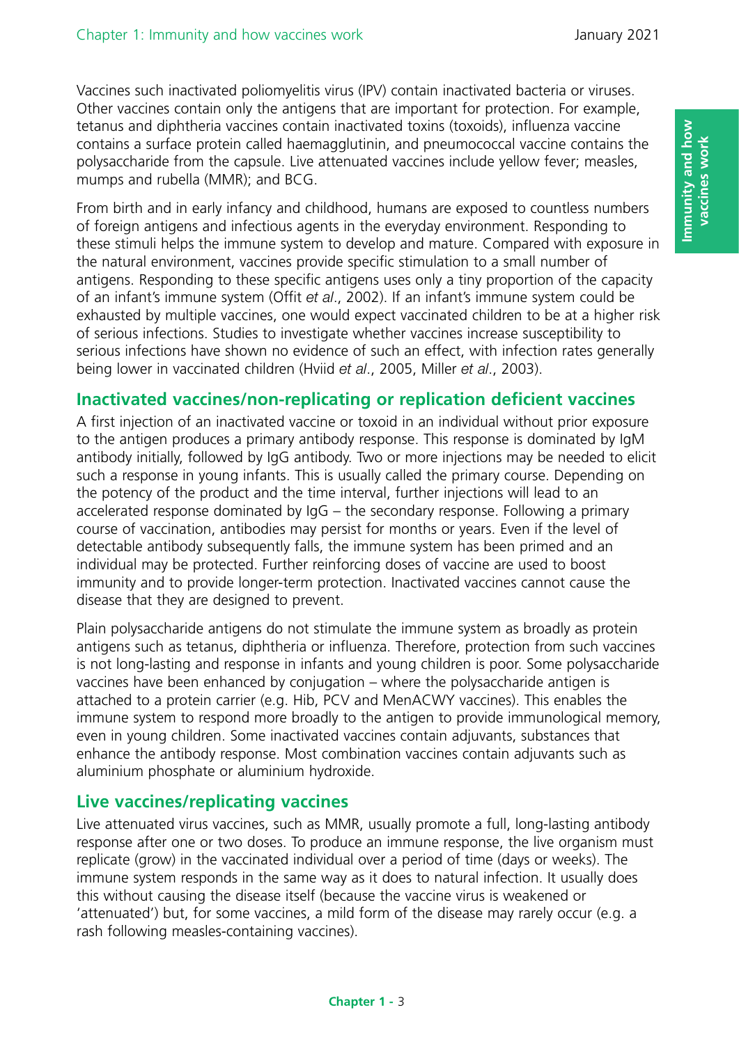Vaccines such inactivated poliomyelitis virus (IPV) contain inactivated bacteria or viruses. Other vaccines contain only the antigens that are important for protection. For example, tetanus and diphtheria vaccines contain inactivated toxins (toxoids), influenza vaccine contains a surface protein called haemagglutinin, and pneumococcal vaccine contains the polysaccharide from the capsule. Live attenuated vaccines include yellow fever; measles, mumps and rubella (MMR); and BCG.

From birth and in early infancy and childhood, humans are exposed to countless numbers of foreign antigens and infectious agents in the everyday environment. Responding to these stimuli helps the immune system to develop and mature. Compared with exposure in the natural environment, vaccines provide specific stimulation to a small number of antigens. Responding to these specific antigens uses only a tiny proportion of the capacity of an infant's immune system (Offit *et al*., 2002). If an infant's immune system could be exhausted by multiple vaccines, one would expect vaccinated children to be at a higher risk of serious infections. Studies to investigate whether vaccines increase susceptibility to serious infections have shown no evidence of such an effect, with infection rates generally being lower in vaccinated children (Hviid *et al*., 2005, Miller *et al*., 2003).

## Inactivated vaccines/non-replicating or replication deficient vaccines

A first injection of an inactivated vaccine or toxoid in an individual without prior exposure to the antigen produces a primary antibody response. This response is dominated by IgM antibody initially, followed by IgG antibody. Two or more injections may be needed to elicit such a response in young infants. This is usually called the primary course. Depending on the potency of the product and the time interval, further injections will lead to an accelerated response dominated by IgG – the secondary response. Following a primary course of vaccination, antibodies may persist for months or years. Even if the level of detectable antibody subsequently falls, the immune system has been primed and an individual may be protected. Further reinforcing doses of vaccine are used to boost immunity and to provide longer-term protection. Inactivated vaccines cannot cause the disease that they are designed to prevent.

Plain polysaccharide antigens do not stimulate the immune system as broadly as protein antigens such as tetanus, diphtheria or influenza. Therefore, protection from such vaccines is not long-lasting and response in infants and young children is poor. Some polysaccharide vaccines have been enhanced by conjugation – where the polysaccharide antigen is attached to a protein carrier (e.g. Hib, PCV and MenACWY vaccines). This enables the immune system to respond more broadly to the antigen to provide immunological memory, even in young children. Some inactivated vaccines contain adjuvants, substances that enhance the antibody response. Most combination vaccines contain adjuvants such as aluminium phosphate or aluminium hydroxide.

## Live vaccines/replicating vaccines

Live attenuated virus vaccines, such as MMR, usually promote a full, long-lasting antibody response after one or two doses. To produce an immune response, the live organism must replicate (grow) in the vaccinated individual over a period of time (days or weeks). The immune system responds in the same way as it does to natural infection. It usually does this without causing the disease itself (because the vaccine virus is weakened or 'attenuated') but, for some vaccines, a mild form of the disease may rarely occur (e.g. a rash following measles-containing vaccines).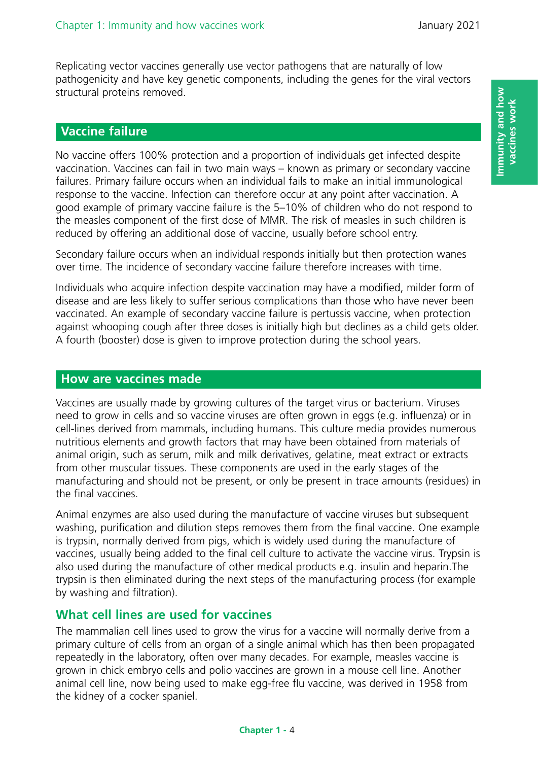Replicating vector vaccines generally use vector pathogens that are naturally of low pathogenicity and have key genetic components, including the genes for the viral vectors structural proteins removed.

## Vaccine failure

No vaccine offers 100% protection and a proportion of individuals get infected despite vaccination. Vaccines can fail in two main ways – known as primary or secondary vaccine failures. Primary failure occurs when an individual fails to make an initial immunological response to the vaccine. Infection can therefore occur at any point after vaccination. A good example of primary vaccine failure is the 5–10% of children who do not respond to the measles component of the first dose of MMR. The risk of measles in such children is reduced by offering an additional dose of vaccine, usually before school entry.

Secondary failure occurs when an individual responds initially but then protection wanes over time. The incidence of secondary vaccine failure therefore increases with time.

Individuals who acquire infection despite vaccination may have a modified, milder form of disease and are less likely to suffer serious complications than those who have never been vaccinated. An example of secondary vaccine failure is pertussis vaccine, when protection against whooping cough after three doses is initially high but declines as a child gets older. A fourth (booster) dose is given to improve protection during the school years.

## How are vaccines made

Vaccines are usually made by growing cultures of the target virus or bacterium. Viruses need to grow in cells and so vaccine viruses are often grown in eggs (e.g. influenza) or in cell-lines derived from mammals, including humans. This culture media provides numerous nutritious elements and growth factors that may have been obtained from materials of animal origin, such as serum, milk and milk derivatives, gelatine, meat extract or extracts from other muscular tissues. These components are used in the early stages of the manufacturing and should not be present, or only be present in trace amounts (residues) in the final vaccines.

Animal enzymes are also used during the manufacture of vaccine viruses but subsequent washing, purification and dilution steps removes them from the final vaccine. One example is trypsin, normally derived from pigs, which is widely used during the manufacture of vaccines, usually being added to the final cell culture to activate the vaccine virus. Trypsin is also used during the manufacture of other medical products e.g. insulin and heparin.The trypsin is then eliminated during the next steps of the manufacturing process (for example by washing and filtration).

### What cell lines are used for vaccines

The mammalian cell lines used to grow the virus for a vaccine will normally derive from a primary culture of cells from an organ of a single animal which has then been propagated repeatedly in the laboratory, often over many decades. For example, measles vaccine is grown in chick embryo cells and polio vaccines are grown in a mouse cell line. Another animal cell line, now being used to make egg-free flu vaccine, was derived in 1958 from the kidney of a cocker spaniel.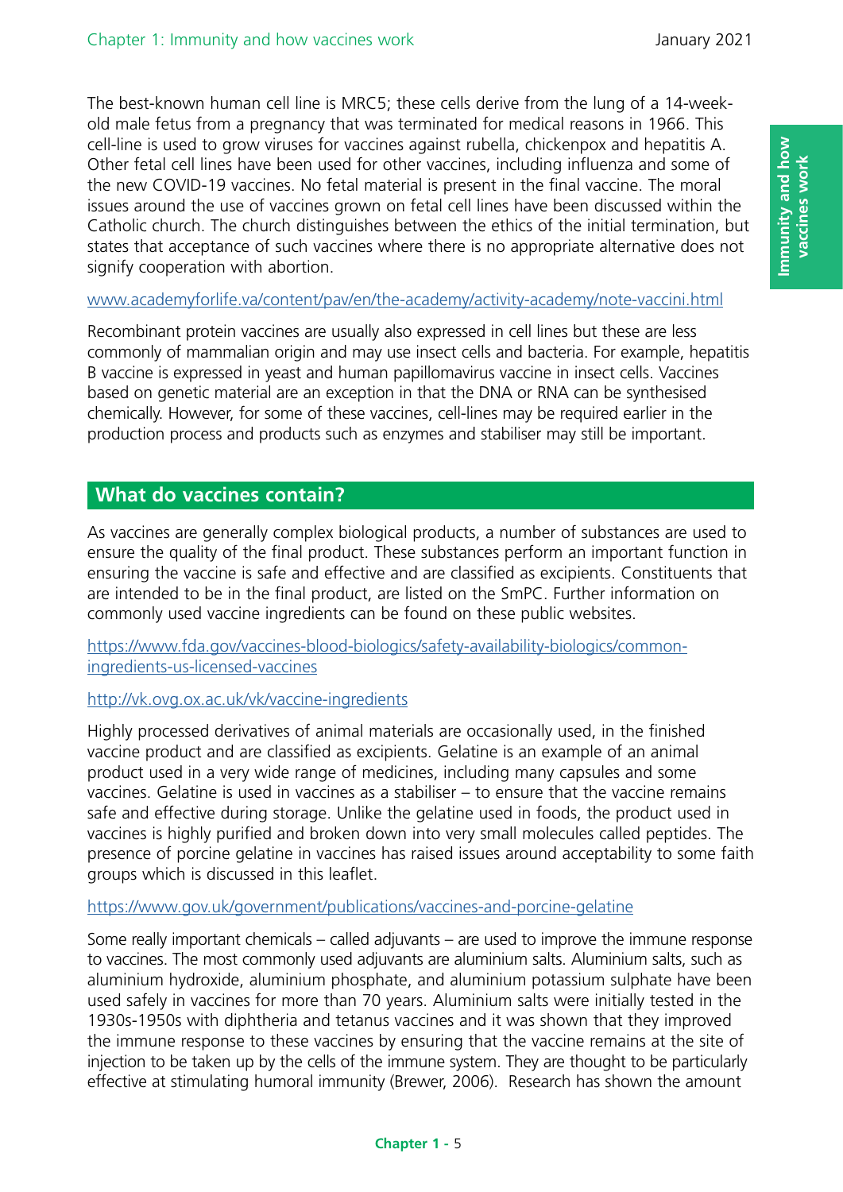The best-known human cell line is MRC5; these cells derive from the lung of a 14-week-old male fetus from a pregnancy that was terminated for medical reasons in 1966. This cell-line is used to grow viruses for vaccines against rubella, chickenpox and hepatitis A. Other fetal cell lines have been used for other vaccines, including influenza and some of the new COVID-19 vaccines. No fetal material is present in the final vaccine. The moral issues around the use of vaccines grown on fetal cell lines have been discussed within the Catholic church. The church distinguishes between the ethics of the initial termination, but states that acceptance of such vaccines where there is no appropriate alternative does not signify cooperation with abortion.

www.academyforlife.va/content/pav/en/the-academy/activity-academy/note-vaccini.html

Recombinant protein vaccines are usually also expressed in cell lines but these are less commonly of mammalian origin and may use insect cells and bacteria. For example, hepatitis B vaccine is expressed in yeast and human papillomavirus vaccine in insect cells. Vaccines based on genetic material are an exception in that the DNA or RNA can be synthesised chemically. However, for some of these vaccines, cell-lines may be required earlier in the production process and products such as enzymes and stabiliser may still be important.

## What do vaccines contain?

As vaccines are generally complex biological products, a number of substances are used to ensure the quality of the final product. These substances perform an important function in ensuring the vaccine is safe and effective and are classified as excipients. Constituents that are intended to be in the final product, are listed on the SmPC. Further information on commonly used vaccine ingredients can be found on these public websites.

https://www.fda.gov/vaccines-blood-biologics/safety-availability-biologics/common-ingredients-us-licensed-vaccines

http://vk.ovg.ox.ac.uk/vk/vaccine-ingredients

Highly processed derivatives of animal materials are occasionally used, in the finished vaccine product and are classified as excipients. Gelatine is an example of an animal product used in a very wide range of medicines, including many capsules and some vaccines. Gelatine is used in vaccines as a stabiliser – to ensure that the vaccine remains safe and effective during storage. Unlike the gelatine used in foods, the product used in vaccines is highly purified and broken down into very small molecules called peptides. The presence of porcine gelatine in vaccines has raised issues around acceptability to some faith groups which is discussed in this leaflet.

https://www.gov.uk/government/publications/vaccines-and-porcine-gelatine

Some really important chemicals – called adjuvants – are used to improve the immune response to vaccines. The most commonly used adjuvants are aluminium salts. Aluminium salts, such as aluminium hydroxide, aluminium phosphate, and aluminium potassium sulphate have been used safely in vaccines for more than 70 years. Aluminium salts were initially tested in the 1930s-1950s with diphtheria and tetanus vaccines and it was shown that they improved the immune response to these vaccines by ensuring that the vaccine remains at the site of injection to be taken up by the cells of the immune system. They are thought to be particularly effective at stimulating humoral immunity (Brewer, 2006). Research has shown the amount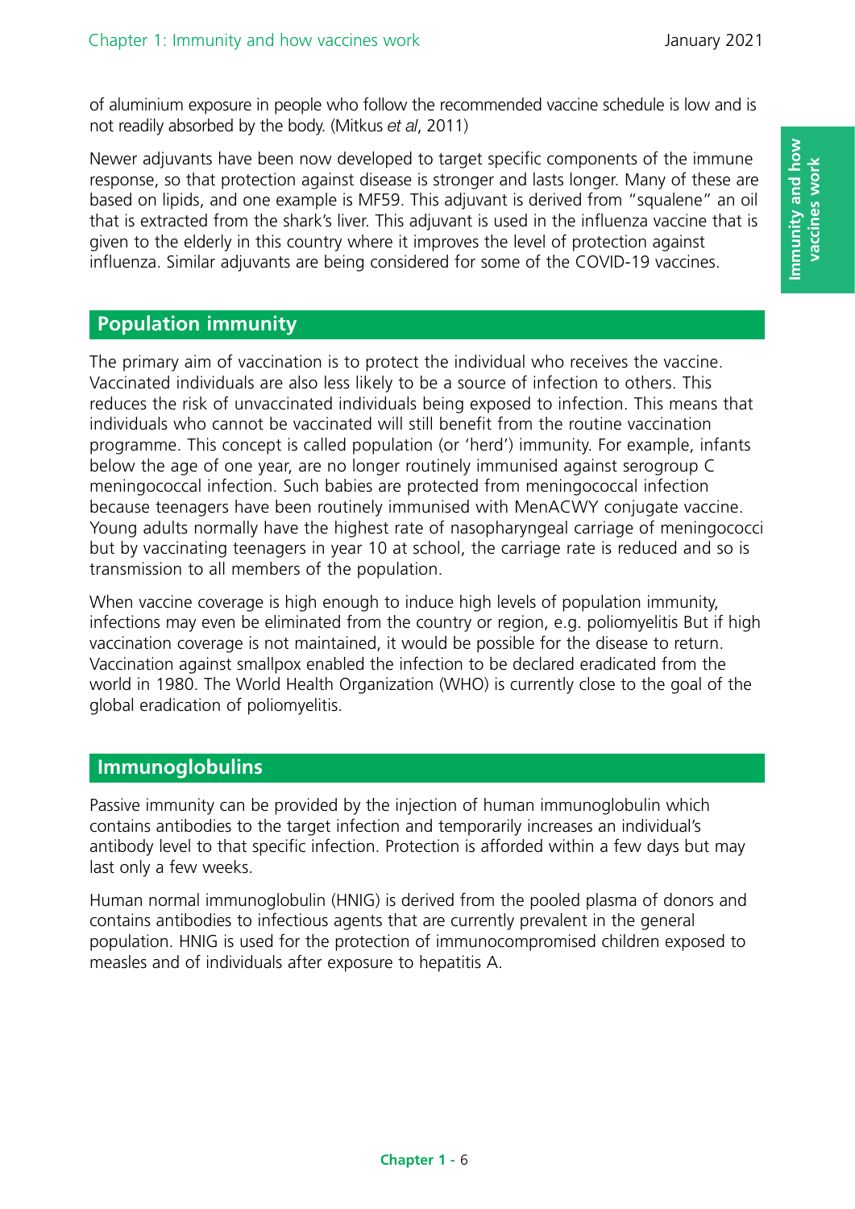of aluminium exposure in people who follow the recommended vaccine schedule is low and is not readily absorbed by the body. (Mitkus *et al*, 2011)

Newer adjuvants have been now developed to target specific components of the immune response, so that protection against disease is stronger and lasts longer. Many of these are based on lipids, and one example is MF59. This adjuvant is derived from "squalene" an oil that is extracted from the shark's liver. This adjuvant is used in the influenza vaccine that is given to the elderly in this country where it improves the level of protection against influenza. Similar adjuvants are being considered for some of the COVID-19 vaccines.

## Population immunity

The primary aim of vaccination is to protect the individual who receives the vaccine. Vaccinated individuals are also less likely to be a source of infection to others. This reduces the risk of unvaccinated individuals being exposed to infection. This means that individuals who cannot be vaccinated will still benefit from the routine vaccination programme. This concept is called population (or 'herd') immunity. For example, infants below the age of one year, are no longer routinely immunised against serogroup C meningococcal infection. Such babies are protected from meningococcal infection because teenagers have been routinely immunised with MenACWY conjugate vaccine. Young adults normally have the highest rate of nasopharyngeal carriage of meningococci but by vaccinating teenagers in year 10 at school, the carriage rate is reduced and so is transmission to all members of the population.

When vaccine coverage is high enough to induce high levels of population immunity, infections may even be eliminated from the country or region, e.g. poliomyelitis But if high vaccination coverage is not maintained, it would be possible for the disease to return. Vaccination against smallpox enabled the infection to be declared eradicated from the world in 1980. The World Health Organization (WHO) is currently close to the goal of the global eradication of poliomyelitis.

## Immunoglobulins

Passive immunity can be provided by the injection of human immunoglobulin which contains antibodies to the target infection and temporarily increases an individual's antibody level to that specific infection. Protection is afforded within a few days but may last only a few weeks.

Human normal immunoglobulin (HNIG) is derived from the pooled plasma of donors and contains antibodies to infectious agents that are currently prevalent in the general population. HNIG is used for the protection of immunocompromised children exposed to measles and of individuals after exposure to hepatitis A.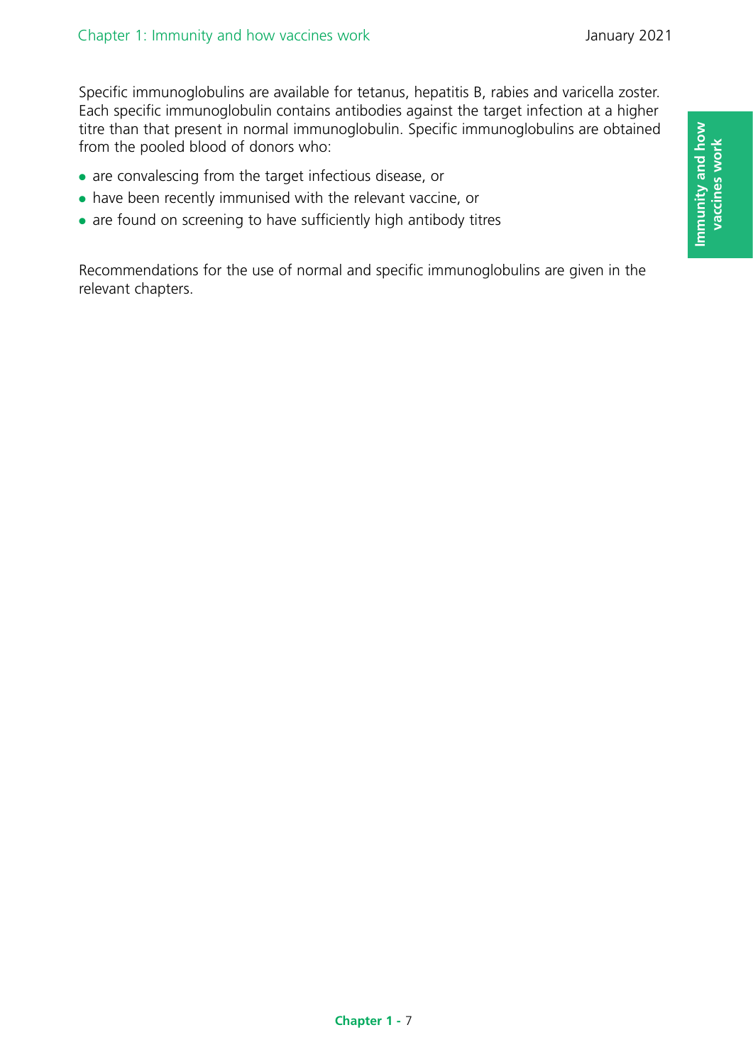Specific immunoglobulins are available for tetanus, hepatitis B, rabies and varicella zoster. Each specific immunoglobulin contains antibodies against the target infection at a higher titre than that present in normal immunoglobulin. Specific immunoglobulins are obtained from the pooled blood of donors who:

- are convalescing from the target infectious disease, or
- have been recently immunised with the relevant vaccine, or
- are found on screening to have sufficiently high antibody titres

Recommendations for the use of normal and specific immunoglobulins are given in the relevant chapters.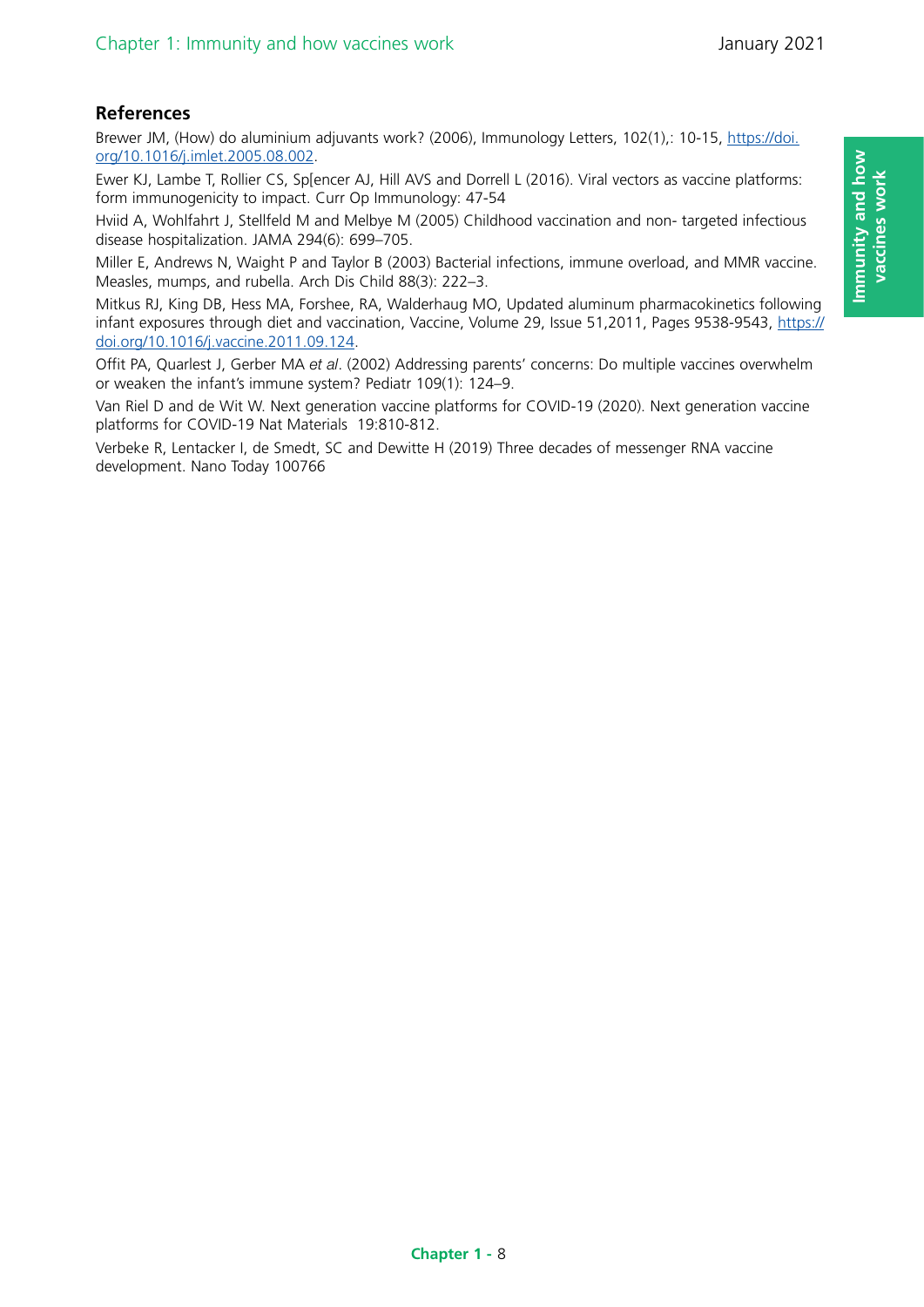## References

Brewer JM, (How) do aluminium adjuvants work? (2006), Immunology Letters, 102(1),: 10-15, https://doi.org/10.1016/j.imlet.2005.08.002.

Ewer KJ, Lambe T, Rollier CS, Sp[encer AJ, Hill AVS and Dorrell L (2016). Viral vectors as vaccine platforms: form immunogenicity to impact. Curr Op Immunology: 47-54

Hviid A, Wohlfahrt J, Stellfeld M and Melbye M (2005) Childhood vaccination and non- targeted infectious disease hospitalization. JAMA 294(6): 699–705.

Miller E, Andrews N, Waight P and Taylor B (2003) Bacterial infections, immune overload, and MMR vaccine. Measles, mumps, and rubella. Arch Dis Child 88(3): 222–3.

Mitkus RJ, King DB, Hess MA, Forshee, RA, Walderhaug MO, Updated aluminum pharmacokinetics following infant exposures through diet and vaccination, Vaccine, Volume 29, Issue 51,2011, Pages 9538-9543, https://doi.org/10.1016/j.vaccine.2011.09.124.

Offit PA, Quarlest J, Gerber MA *et al*. (2002) Addressing parents' concerns: Do multiple vaccines overwhelm or weaken the infant's immune system? Pediatr 109(1): 124–9.

Van Riel D and de Wit W. Next generation vaccine platforms for COVID-19 (2020). Next generation vaccine platforms for COVID-19 Nat Materials 19:810-812.

Verbeke R, Lentacker I, de Smedt, SC and Dewitte H (2019) Three decades of messenger RNA vaccine development. Nano Today 100766